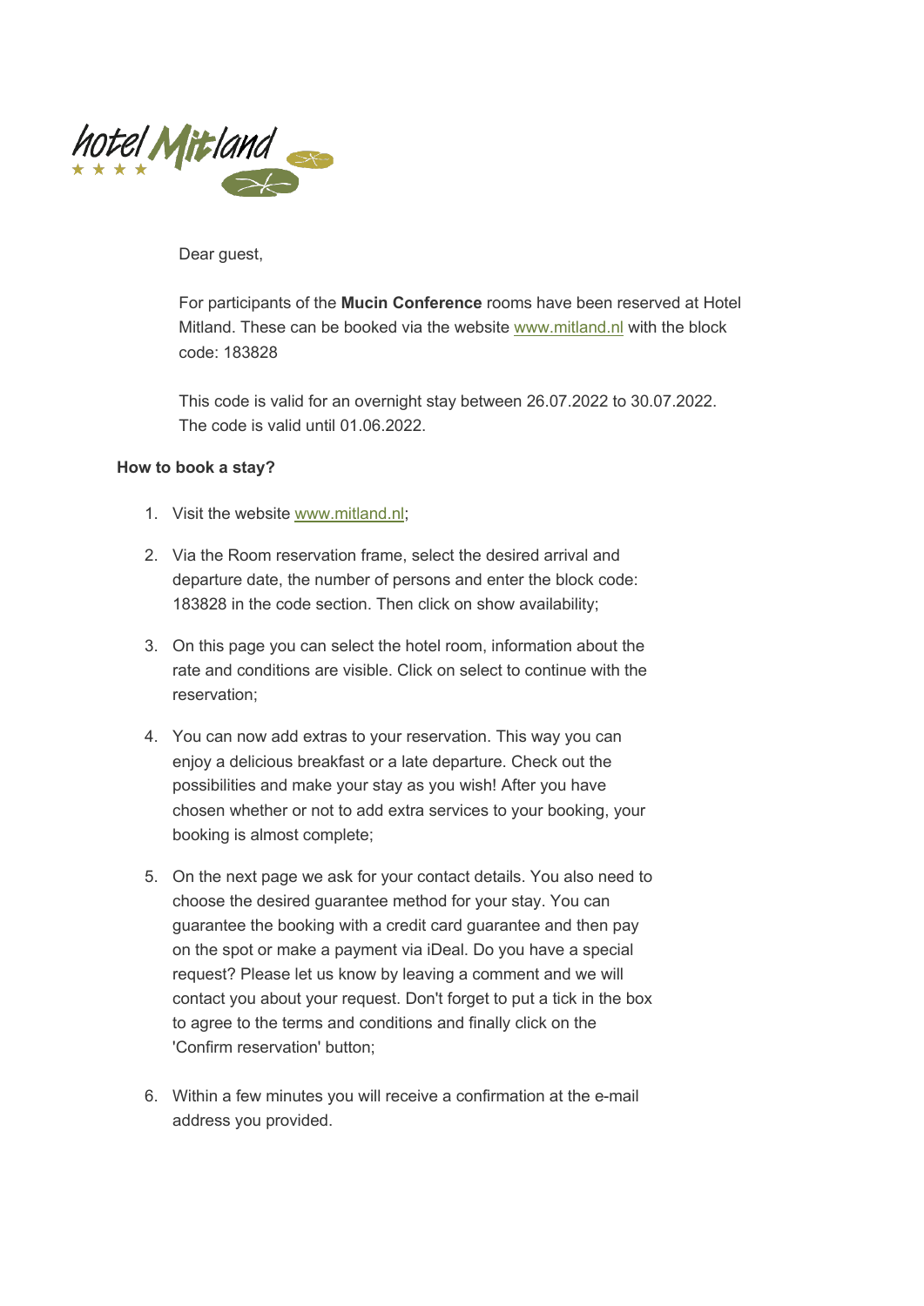hotel Mitland

Dear guest,

For participants of the **Mucin Conference** rooms have been reserved at Hotel Mitland. These can be booked via the website www.mitland.nl with the block code: 183828

This code is valid for an overnight stay between 26.07.2022 to 30.07.2022. The code is valid until 01.06.2022.

**How to book a stay?**

1. Visit the website www.mitland.nl;
2. Via the Room reservation frame, select the desired arrival and departure date, the number of persons and enter the block code: 183828 in the code section. Then click on show availability;
3. On this page you can select the hotel room, information about the rate and conditions are visible. Click on select to continue with the reservation;
4. You can now add extras to your reservation. This way you can enjoy a delicious breakfast or a late departure. Check out the possibilities and make your stay as you wish! After you have chosen whether or not to add extra services to your booking, your booking is almost complete;
5. On the next page we ask for your contact details. You also need to choose the desired guarantee method for your stay. You can guarantee the booking with a credit card guarantee and then pay on the spot or make a payment via iDeal. Do you have a special request? Please let us know by leaving a comment and we will contact you about your request. Don't forget to put a tick in the box to agree to the terms and conditions and finally click on the 'Confirm reservation' button;
6. Within a few minutes you will receive a confirmation at the e-mail address you provided.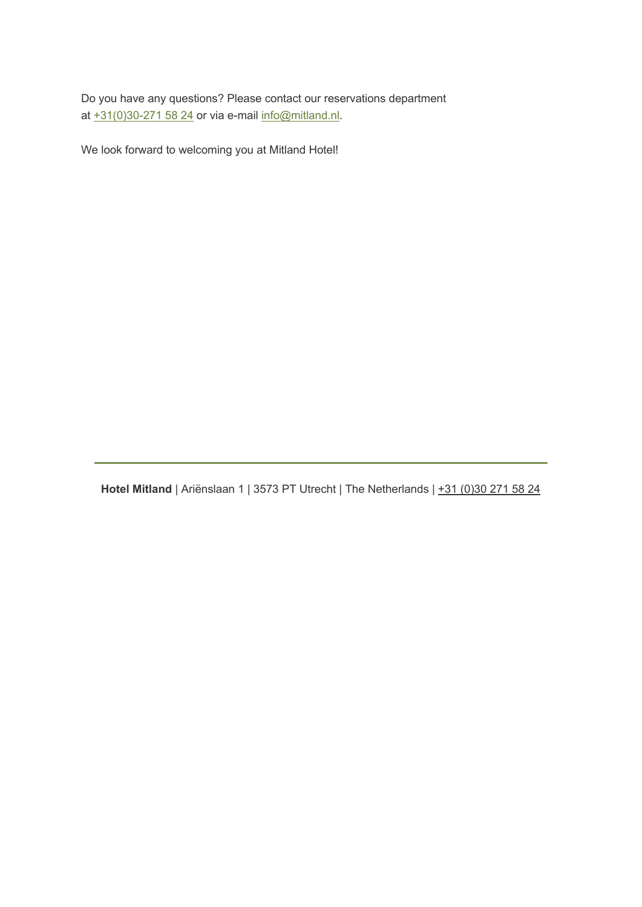Do you have any questions? Please contact our reservations department at +31(0)30-271 58 24 or via e-mail info@mitland.nl.

We look forward to welcoming you at Mitland Hotel!

---

**Hotel Mitland** | Ariënslaan 1 | 3573 PT Utrecht | The Netherlands | +31 (0)30 271 58 24